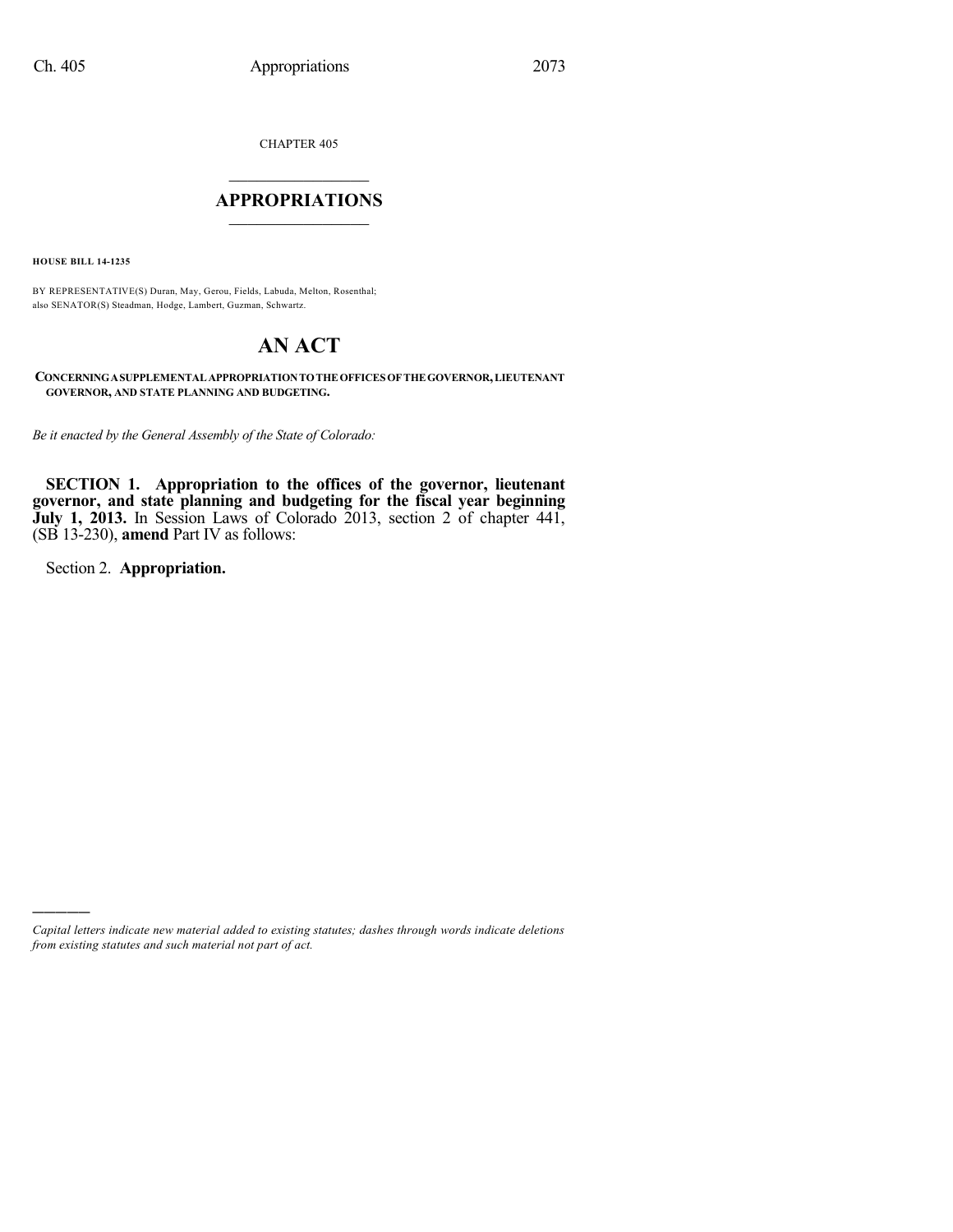CHAPTER 405

# APPROPRIATIONS

**HOUSE BILL 14-1235**

BY REPRESENTATIVE(S) Duran, May, Gerou, Fields, Labuda, Melton, Rosenthal;
also SENATOR(S) Steadman, Hodge, Lambert, Guzman, Schwartz.

# AN ACT

**CONCERNING A SUPPLEMENTAL APPROPRIATION TO THE OFFICES OF THE GOVERNOR, LIEUTENANT GOVERNOR, AND STATE PLANNING AND BUDGETING.**

*Be it enacted by the General Assembly of the State of Colorado:*

**SECTION 1. Appropriation to the offices of the governor, lieutenant governor, and state planning and budgeting for the fiscal year beginning July 1, 2013.** In Session Laws of Colorado 2013, section 2 of chapter 441, (SB 13-230), **amend** Part IV as follows:

Section 2. **Appropriation.**

*Capital letters indicate new material added to existing statutes; dashes through words indicate deletions from existing statutes and such material not part of act.*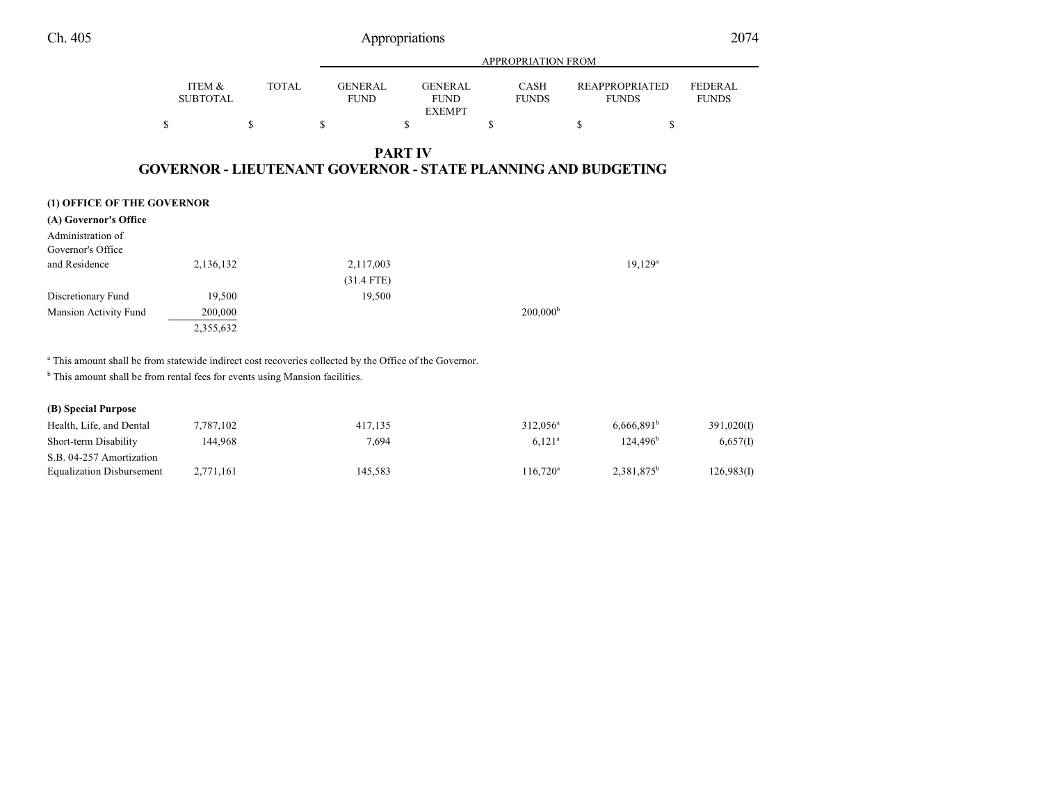|  | ITEM & SUBTOTAL | TOTAL | GENERAL FUND | GENERAL FUND EXEMPT | CASH FUNDS | REAPPROPRIATED FUNDS | FEDERAL FUNDS |
|---|---|---|---|---|---|---|---|
|  | $ | $ | $ | $ | $ | $ | $ |

## PART IV
## GOVERNOR - LIEUTENANT GOVERNOR - STATE PLANNING AND BUDGETING

**(1) OFFICE OF THE GOVERNOR**

**(A) Governor's Office**

|  | ITEM & SUBTOTAL | TOTAL | GENERAL FUND | GENERAL FUND EXEMPT | CASH FUNDS | REAPPROPRIATED FUNDS | FEDERAL FUNDS |
|---|---|---|---|---|---|---|---|
| Administration of Governor's Office and Residence | 2,136,132 |  | 2,117,003 (31.4 FTE) |  |  | 19,129[a] |  |
| Discretionary Fund | 19,500 |  | 19,500 |  |  |  |  |
| Mansion Activity Fund | 200,000 |  |  |  | 200,000[b] |  |  |
|  | 2,355,632 |  |  |  |  |  |  |

[a] This amount shall be from statewide indirect cost recoveries collected by the Office of the Governor.

[b] This amount shall be from rental fees for events using Mansion facilities.

**(B) Special Purpose**

|  | ITEM & SUBTOTAL | TOTAL | GENERAL FUND | GENERAL FUND EXEMPT | CASH FUNDS | REAPPROPRIATED FUNDS | FEDERAL FUNDS |
|---|---|---|---|---|---|---|---|
| Health, Life, and Dental | 7,787,102 |  | 417,135 |  | 312,056[a] | 6,666,891[b] | 391,020(I) |
| Short-term Disability | 144,968 |  | 7,694 |  | 6,121[a] | 124,496[b] | 6,657(I) |
| S.B. 04-257 Amortization Equalization Disbursement | 2,771,161 |  | 145,583 |  | 116,720[a] | 2,381,875[b] | 126,983(I) |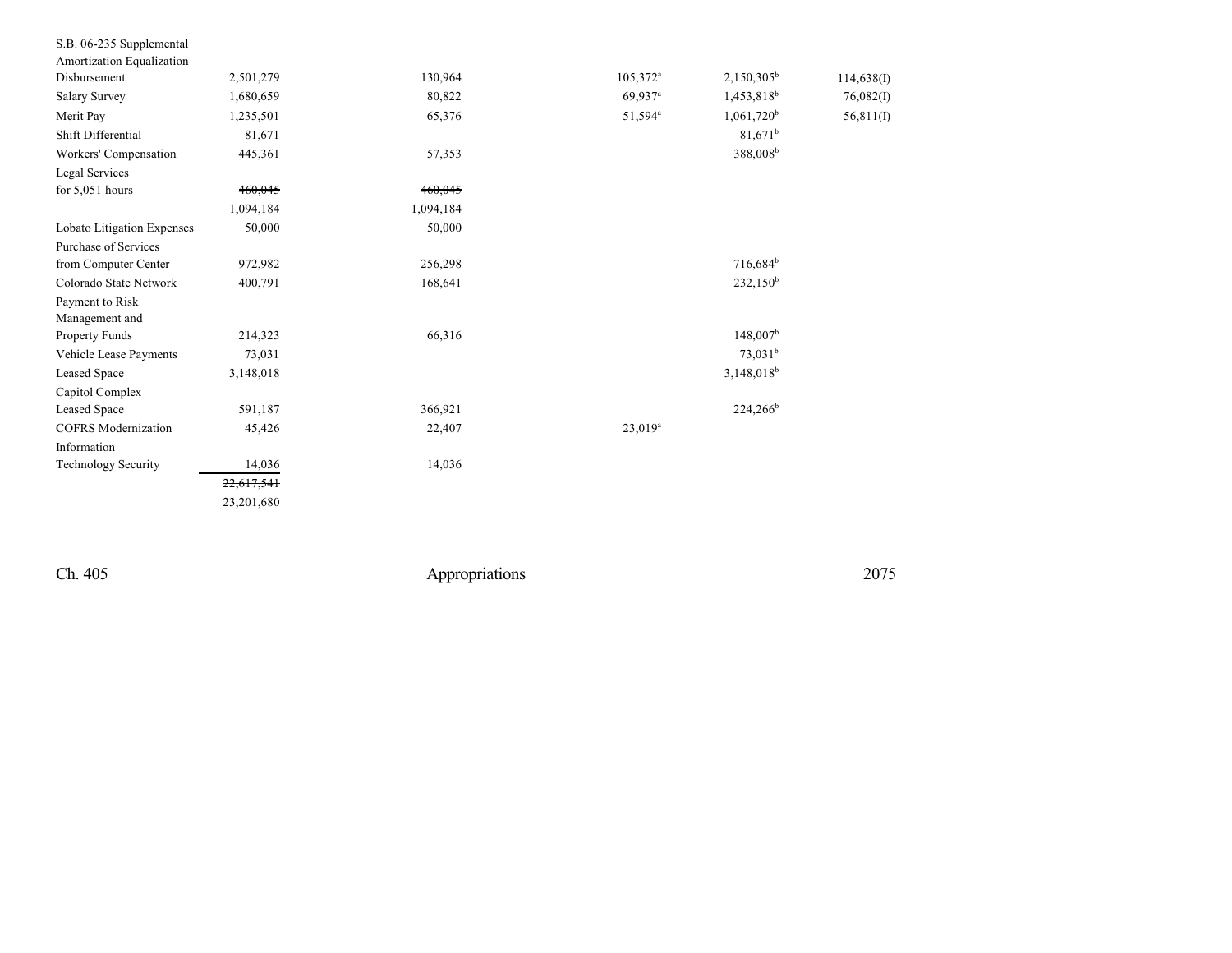| | | | | | |
|---|---|---|---|---|---|
| S.B. 06-235 Supplemental Amortization Equalization Disbursement | 2,501,279 | 130,964 | 105,372[a] | 2,150,305[b] | 114,638(I) |
| Salary Survey | 1,680,659 | 80,822 | 69,937[a] | 1,453,818[b] | 76,082(I) |
| Merit Pay | 1,235,501 | 65,376 | 51,594[a] | 1,061,720[b] | 56,811(I) |
| Shift Differential | 81,671 | | | 81,671[b] | |
| Workers' Compensation | 445,361 | 57,353 | | 388,008[b] | |
| Legal Services for 5,051 hours | ~~460,045~~ | ~~460,045~~ | | | |
| | 1,094,184 | 1,094,184 | | | |
| Lobato Litigation Expenses | ~~50,000~~ | ~~50,000~~ | | | |
| Purchase of Services from Computer Center | 972,982 | 256,298 | | 716,684[b] | |
| Colorado State Network | 400,791 | 168,641 | | 232,150[b] | |
| Payment to Risk Management and Property Funds | 214,323 | 66,316 | | 148,007[b] | |
| Vehicle Lease Payments | 73,031 | | | 73,031[b] | |
| Leased Space | 3,148,018 | | | 3,148,018[b] | |
| Capitol Complex Leased Space | 591,187 | 366,921 | | 224,266[b] | |
| COFRS Modernization | 45,426 | 22,407 | 23,019[a] | | |
| Information Technology Security | 14,036 | 14,036 | | | |
| | ~~22,617,541~~ | | | | |
| | 23,201,680 | | | | |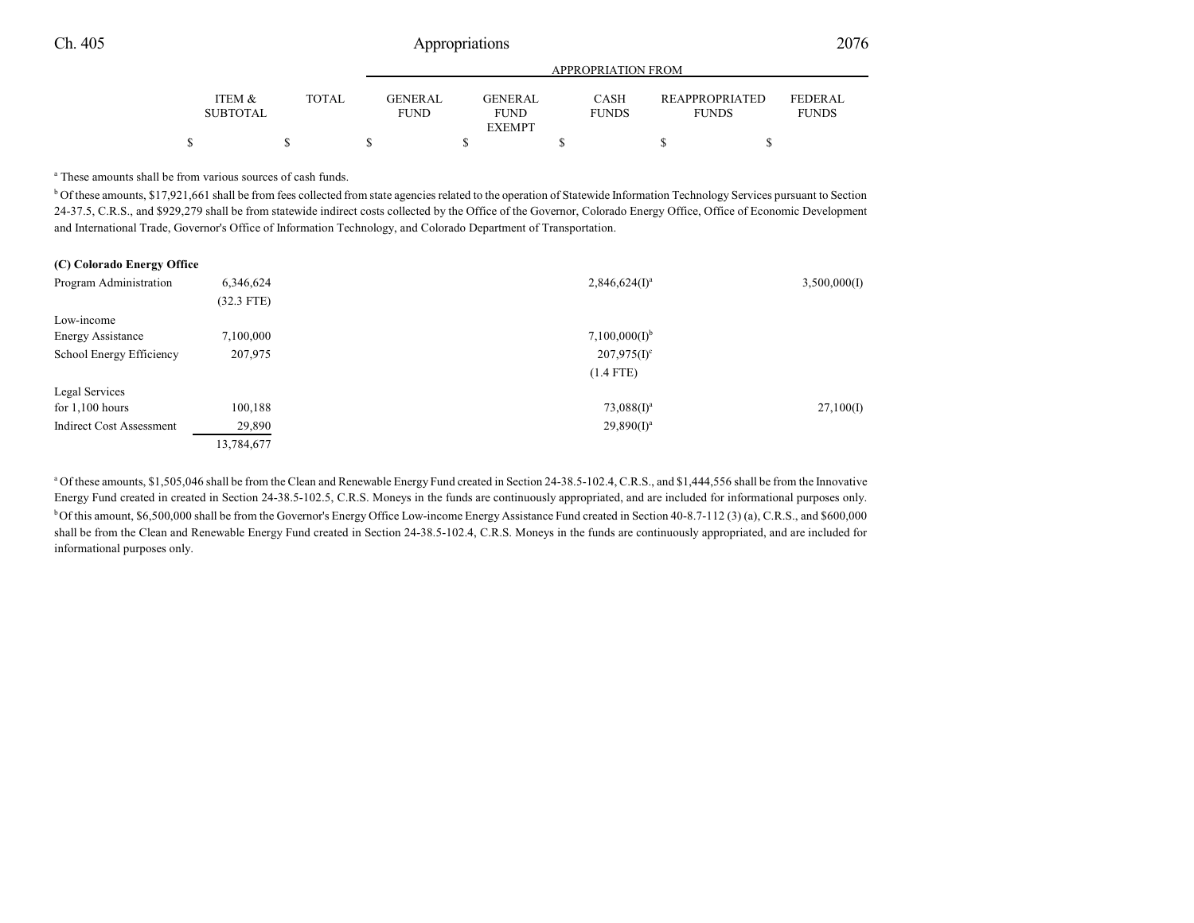| | ITEM & SUBTOTAL | TOTAL | GENERAL FUND | GENERAL FUND EXEMPT | CASH FUNDS | REAPPROPRIATED FUNDS | FEDERAL FUNDS |
|---|---|---|---|---|---|---|---|
| | | | APPROPRIATION FROM | | | | |
| | $ | $ | $ | $ | $ | $ | $ |

[a] These amounts shall be from various sources of cash funds.

[b] Of these amounts, $17,921,661 shall be from fees collected from state agencies related to the operation of Statewide Information Technology Services pursuant to Section 24-37.5, C.R.S., and $929,279 shall be from statewide indirect costs collected by the Office of the Governor, Colorado Energy Office, Office of Economic Development and International Trade, Governor's Office of Information Technology, and Colorado Department of Transportation.

**(C) Colorado Energy Office**

| | ITEM & SUBTOTAL | TOTAL | GENERAL FUND | GENERAL FUND EXEMPT | CASH FUNDS | REAPPROPRIATED FUNDS | FEDERAL FUNDS |
|---|---|---|---|---|---|---|---|
| Program Administration | 6,346,624 | | | | 2,846,624(I)[a] | | 3,500,000(I) |
| | (32.3 FTE) | | | | | | |
| Low-income Energy Assistance | 7,100,000 | | | | 7,100,000(I)[b] | | |
| School Energy Efficiency | 207,975 | | | | 207,975(I)[c] | | |
| | | | | | (1.4 FTE) | | |
| Legal Services for 1,100 hours | 100,188 | | | | 73,088(I)[a] | | 27,100(I) |
| Indirect Cost Assessment | 29,890 | | | | 29,890(I)[a] | | |
| | 13,784,677 | | | | | | |

[a] Of these amounts, $1,505,046 shall be from the Clean and Renewable Energy Fund created in Section 24-38.5-102.4, C.R.S., and $1,444,556 shall be from the Innovative Energy Fund created in created in Section 24-38.5-102.5, C.R.S. Moneys in the funds are continuously appropriated, and are included for informational purposes only.

[b] Of this amount, $6,500,000 shall be from the Governor's Energy Office Low-income Energy Assistance Fund created in Section 40-8.7-112 (3) (a), C.R.S., and $600,000 shall be from the Clean and Renewable Energy Fund created in Section 24-38.5-102.4, C.R.S. Moneys in the funds are continuously appropriated, and are included for informational purposes only.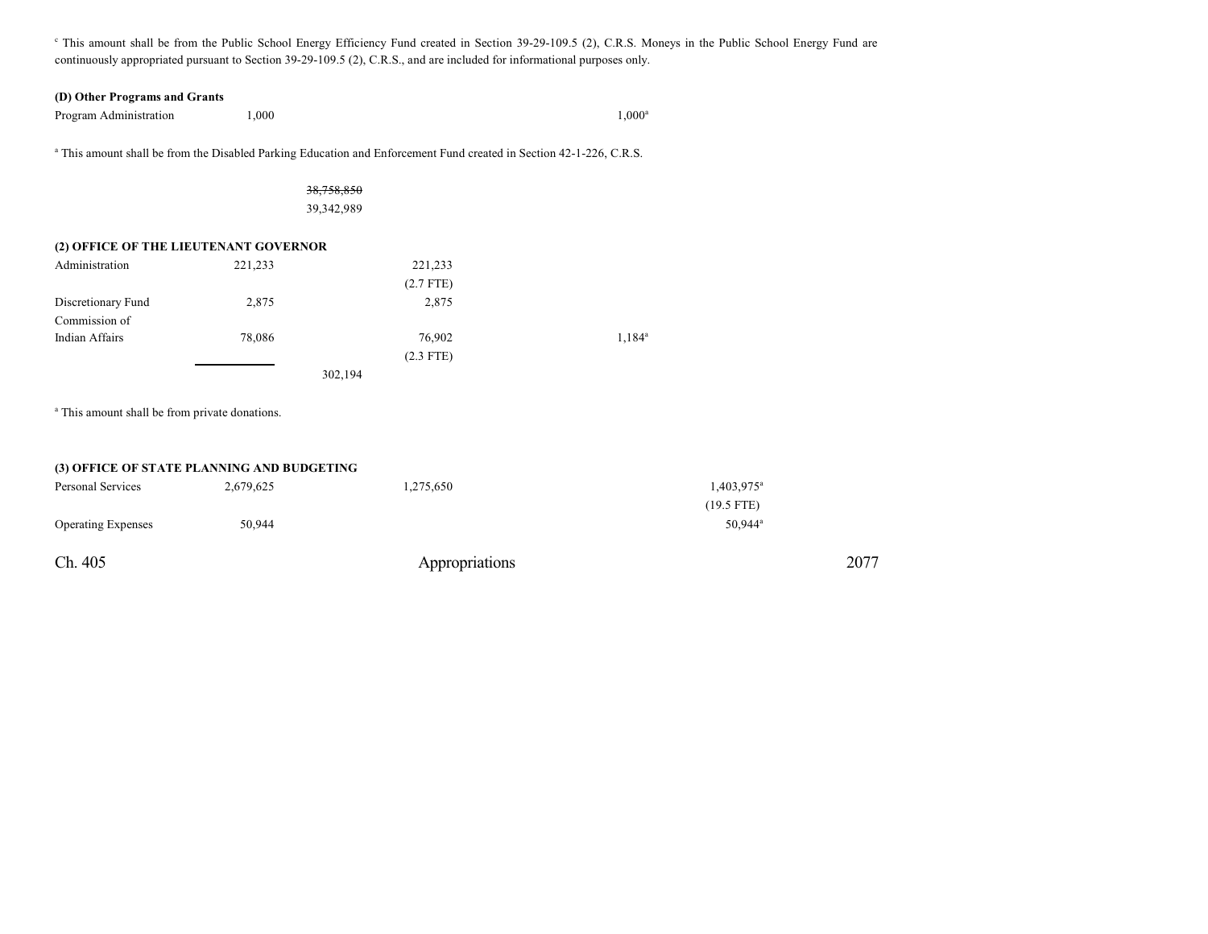[c] This amount shall be from the Public School Energy Efficiency Fund created in Section 39-29-109.5 (2), C.R.S. Moneys in the Public School Energy Fund are continuously appropriated pursuant to Section 39-29-109.5 (2), C.R.S., and are included for informational purposes only.

**(D) Other Programs and Grants**

| | | | | | | |
|---|---|---|---|---|---|---|
| Program Administration | 1,000 | | | | 1,000[a] | |

[a] This amount shall be from the Disabled Parking Education and Enforcement Fund created in Section 42-1-226, C.R.S.

| | | | | | | |
|---|---|---|---|---|---|---|
| | | ~~38,758,850~~ | | | | |
| | | 39,342,989 | | | | |

**(2) OFFICE OF THE LIEUTENANT GOVERNOR**

| | | | | | | |
|---|---|---|---|---|---|---|
| Administration | 221,233 | | 221,233 | | | |
| | | | (2.7 FTE) | | | |
| Discretionary Fund | 2,875 | | 2,875 | | | |
| Commission of Indian Affairs | 78,086 | | 76,902 | | 1,184[a] | |
| | | | (2.3 FTE) | | | |
| | | 302,194 | | | | |

[a] This amount shall be from private donations.

**(3) OFFICE OF STATE PLANNING AND BUDGETING**

| | | | | | | |
|---|---|---|---|---|---|---|
| Personal Services | 2,679,625 | | 1,275,650 | | | 1,403,975[a] |
| | | | | | | (19.5 FTE) |
| Operating Expenses | 50,944 | | | | | 50,944[a] |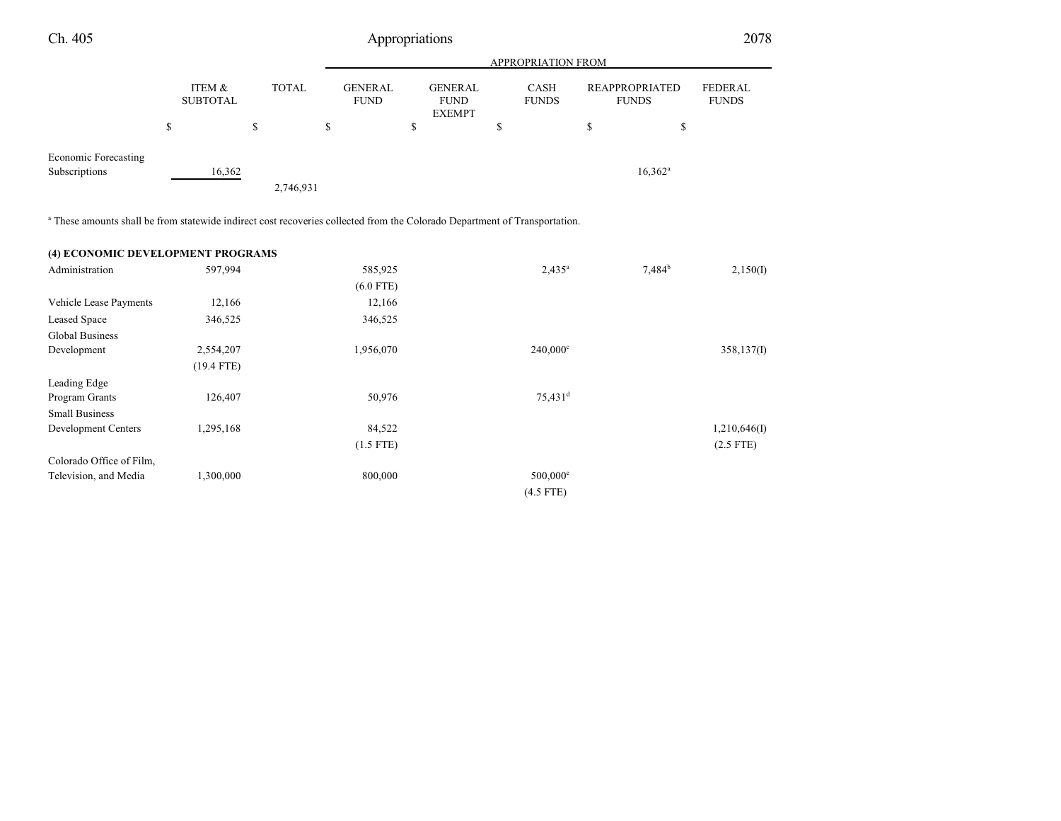| | ITEM & SUBTOTAL | TOTAL | APPROPRIATION FROM GENERAL FUND | GENERAL FUND EXEMPT | CASH FUNDS | REAPPROPRIATED FUNDS | FEDERAL FUNDS |
|---|---|---|---|---|---|---|---|
| | $ | $ | $ | $ | $ | $ | $ |
| Economic Forecasting Subscriptions | 16,362 | | | | | 16,362[a] | |
| | | 2,746,931 | | | | | |

[a] These amounts shall be from statewide indirect cost recoveries collected from the Colorado Department of Transportation.

**(4) ECONOMIC DEVELOPMENT PROGRAMS**

| | ITEM & SUBTOTAL | TOTAL | GENERAL FUND | GENERAL FUND EXEMPT | CASH FUNDS | REAPPROPRIATED FUNDS | FEDERAL FUNDS |
|---|---|---|---|---|---|---|---|
| Administration | 597,994 | | 585,925 | | 2,435[a] | 7,484[b] | 2,150(I) |
| | | | (6.0 FTE) | | | | |
| Vehicle Lease Payments | 12,166 | | 12,166 | | | | |
| Leased Space | 346,525 | | 346,525 | | | | |
| Global Business Development | 2,554,207 | | 1,956,070 | | 240,000[c] | | 358,137(I) |
| | (19.4 FTE) | | | | | | |
| Leading Edge Program Grants | 126,407 | | 50,976 | | 75,431[d] | | |
| Small Business Development Centers | 1,295,168 | | 84,522 | | | | 1,210,646(I) |
| | | | (1.5 FTE) | | | | (2.5 FTE) |
| Colorado Office of Film, Television, and Media | 1,300,000 | | 800,000 | | 500,000[e] | | |
| | | | | | (4.5 FTE) | | |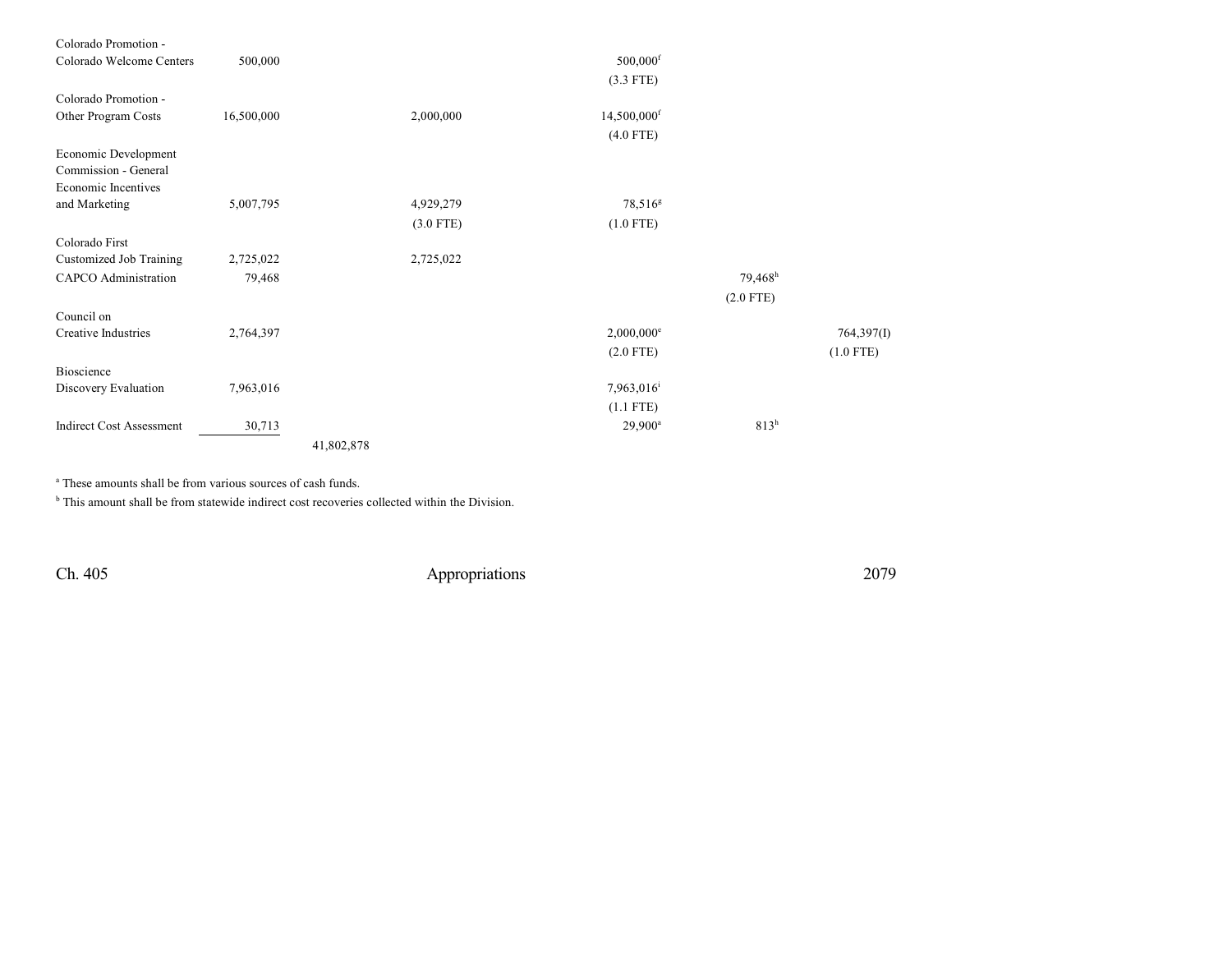| | | | | | | |
|---|---|---|---|---|---|---|
| Colorado Promotion - Colorado Welcome Centers | 500,000 | | | 500,000[f] (3.3 FTE) | | |
| Colorado Promotion - Other Program Costs | 16,500,000 | | 2,000,000 | 14,500,000[f] (4.0 FTE) | | |
| Economic Development Commission - General Economic Incentives and Marketing | 5,007,795 | | 4,929,279 (3.0 FTE) | 78,516[g] (1.0 FTE) | | |
| Colorado First Customized Job Training | 2,725,022 | | 2,725,022 | | | |
| CAPCO Administration | 79,468 | | | | 79,468[h] (2.0 FTE) | |
| Council on Creative Industries | 2,764,397 | | | 2,000,000[e] (2.0 FTE) | | 764,397(I) (1.0 FTE) |
| Bioscience Discovery Evaluation | 7,963,016 | | | 7,963,016[i] (1.1 FTE) | | |
| Indirect Cost Assessment | 30,713 | | | 29,900[a] | 813[h] | |
| | | 41,802,878 | | | | |

[a] These amounts shall be from various sources of cash funds.

[b] This amount shall be from statewide indirect cost recoveries collected within the Division.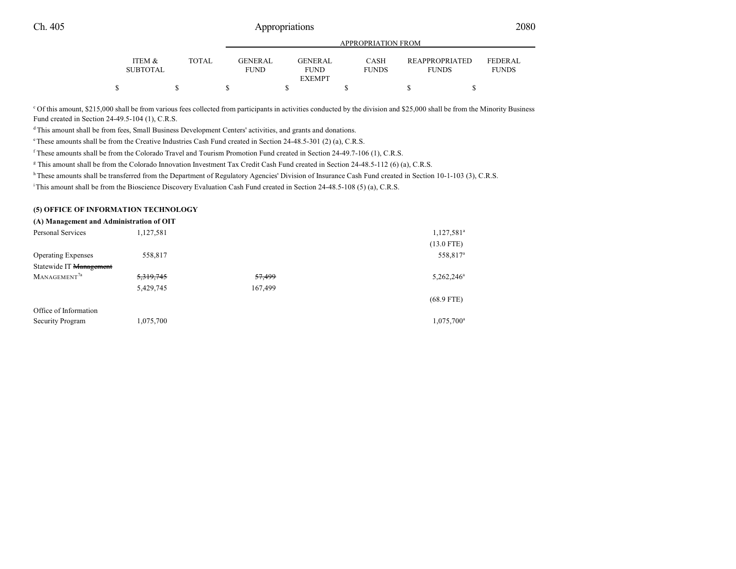| | ITEM & SUBTOTAL | TOTAL | GENERAL FUND | GENERAL FUND EXEMPT | CASH FUNDS | REAPPROPRIATED FUNDS | FEDERAL FUNDS |
|---|---|---|---|---|---|---|---|
| | | | APPROPRIATION FROM | | | | |
| | $ | $ | $ | $ | $ | $ | $ |

[c] Of this amount, $215,000 shall be from various fees collected from participants in activities conducted by the division and $25,000 shall be from the Minority Business Fund created in Section 24-49.5-104 (1), C.R.S.

[d] This amount shall be from fees, Small Business Development Centers' activities, and grants and donations.

[e] These amounts shall be from the Creative Industries Cash Fund created in Section 24-48.5-301 (2) (a), C.R.S.

[f] These amounts shall be from the Colorado Travel and Tourism Promotion Fund created in Section 24-49.7-106 (1), C.R.S.

[g] This amount shall be from the Colorado Innovation Investment Tax Credit Cash Fund created in Section 24-48.5-112 (6) (a), C.R.S.

[h] These amounts shall be transferred from the Department of Regulatory Agencies' Division of Insurance Cash Fund created in Section 10-1-103 (3), C.R.S.

[i] This amount shall be from the Bioscience Discovery Evaluation Cash Fund created in Section 24-48.5-108 (5) (a), C.R.S.

**(5) OFFICE OF INFORMATION TECHNOLOGY**

**(A) Management and Administration of OIT**

| | ITEM & SUBTOTAL | TOTAL | GENERAL FUND | GENERAL FUND EXEMPT | CASH FUNDS | REAPPROPRIATED FUNDS | FEDERAL FUNDS |
|---|---|---|---|---|---|---|---|
| Personal Services | 1,127,581 | | | | | 1,127,581[a] | |
| | | | | | | (13.0 FTE) | |
| Operating Expenses | 558,817 | | | | | 558,817[a] | |
| Statewide IT ~~Management~~ MANAGEMENT[7a] | ~~5,319,745~~ | | ~~57,499~~ | | | 5,262,246[a] | |
| | 5,429,745 | | 167,499 | | | | |
| | | | | | | (68.9 FTE) | |
| Office of Information Security Program | 1,075,700 | | | | | 1,075,700[a] | |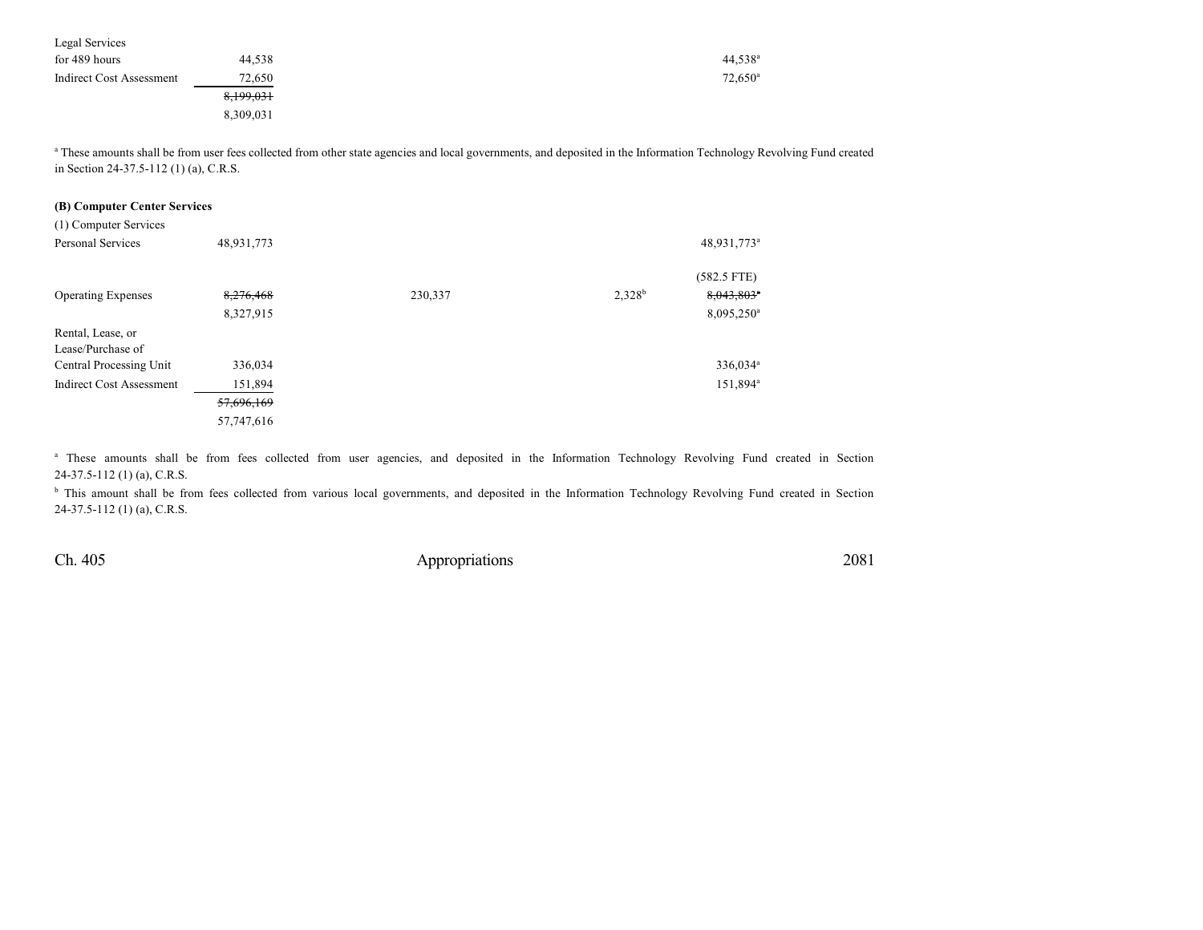| | | | | | |
|---|---|---|---|---|---|
| Legal Services for 489 hours | 44,538 | | | 44,538[a] | |
| Indirect Cost Assessment | 72,650 | | | 72,650[a] | |
| | ~~8,199,031~~ | | | | |
| | 8,309,031 | | | | |

[a] These amounts shall be from user fees collected from other state agencies and local governments, and deposited in the Information Technology Revolving Fund created in Section 24-37.5-112 (1) (a), C.R.S.

**(B) Computer Center Services**

| | | | | | |
|---|---|---|---|---|---|
| (1) Computer Services | | | | | |
| Personal Services | 48,931,773 | | | 48,931,773[a] | |
| | | | | (582.5 FTE) | |
| Operating Expenses | ~~8,276,468~~ | 230,337 | 2,328[b] | ~~8,043,803~~[a] | |
| | 8,327,915 | | | 8,095,250[a] | |
| Rental, Lease, or Lease/Purchase of Central Processing Unit | 336,034 | | | 336,034[a] | |
| Indirect Cost Assessment | 151,894 | | | 151,894[a] | |
| | ~~57,696,169~~ | | | | |
| | 57,747,616 | | | | |

[a] These amounts shall be from fees collected from user agencies, and deposited in the Information Technology Revolving Fund created in Section 24-37.5-112 (1) (a), C.R.S.

[b] This amount shall be from fees collected from various local governments, and deposited in the Information Technology Revolving Fund created in Section 24-37.5-112 (1) (a), C.R.S.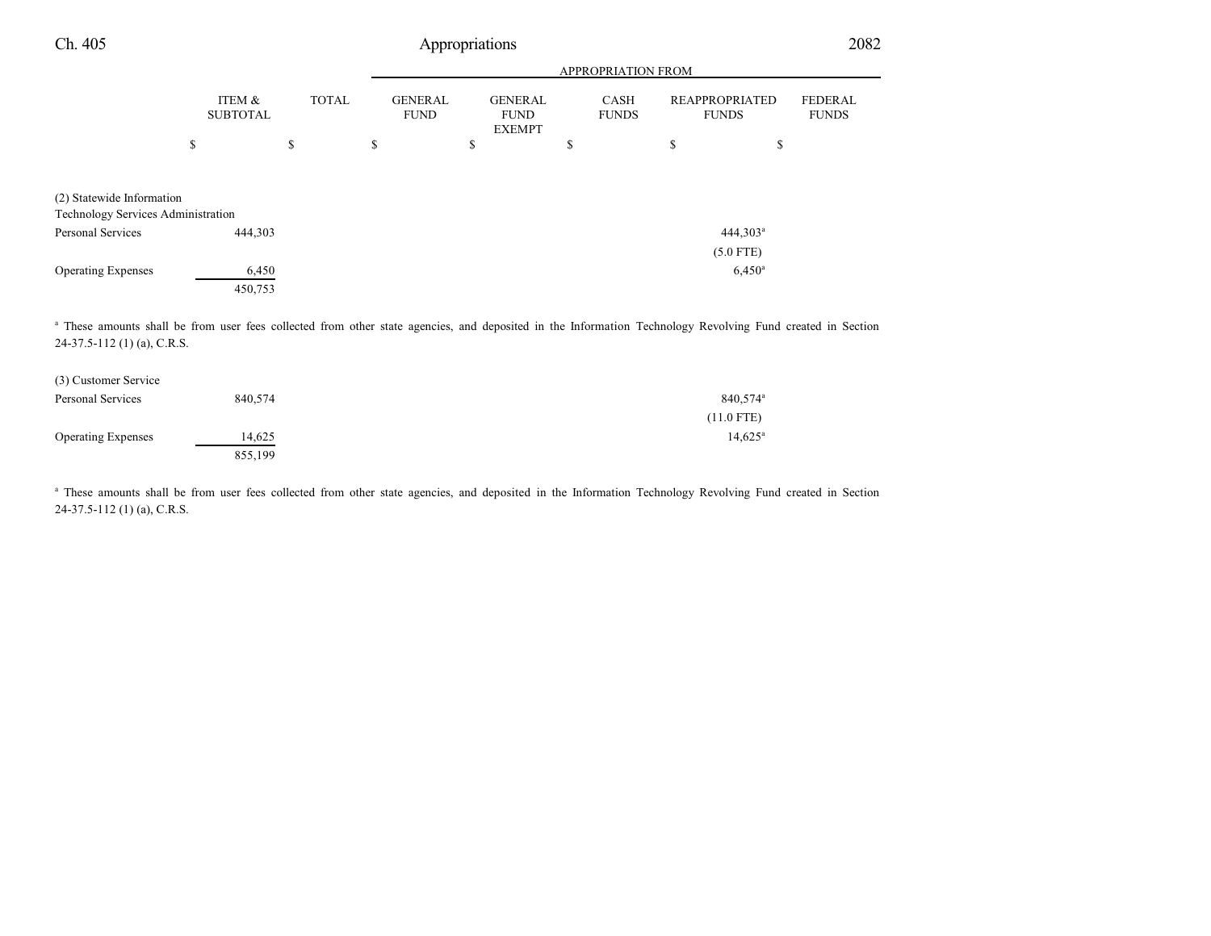| | ITEM & SUBTOTAL | TOTAL | APPROPRIATION FROM GENERAL FUND | GENERAL FUND EXEMPT | CASH FUNDS | REAPPROPRIATED FUNDS | FEDERAL FUNDS |
|---|---|---|---|---|---|---|---|
| | $ | $ | $ | $ | $ | $ | $ |
| (2) Statewide Information Technology Services Administration | | | | | | | |
| Personal Services | 444,303 | | | | | 444,303[a] (5.0 FTE) | |
| Operating Expenses | 6,450 | | | | | 6,450[a] | |
| | 450,753 | | | | | | |

[a] These amounts shall be from user fees collected from other state agencies, and deposited in the Information Technology Revolving Fund created in Section 24-37.5-112 (1) (a), C.R.S.

| | ITEM & SUBTOTAL | TOTAL | GENERAL FUND | GENERAL FUND EXEMPT | CASH FUNDS | REAPPROPRIATED FUNDS | FEDERAL FUNDS |
|---|---|---|---|---|---|---|---|
| (3) Customer Service | | | | | | | |
| Personal Services | 840,574 | | | | | 840,574[a] (11.0 FTE) | |
| Operating Expenses | 14,625 | | | | | 14,625[a] | |
| | 855,199 | | | | | | |

[a] These amounts shall be from user fees collected from other state agencies, and deposited in the Information Technology Revolving Fund created in Section 24-37.5-112 (1) (a), C.R.S.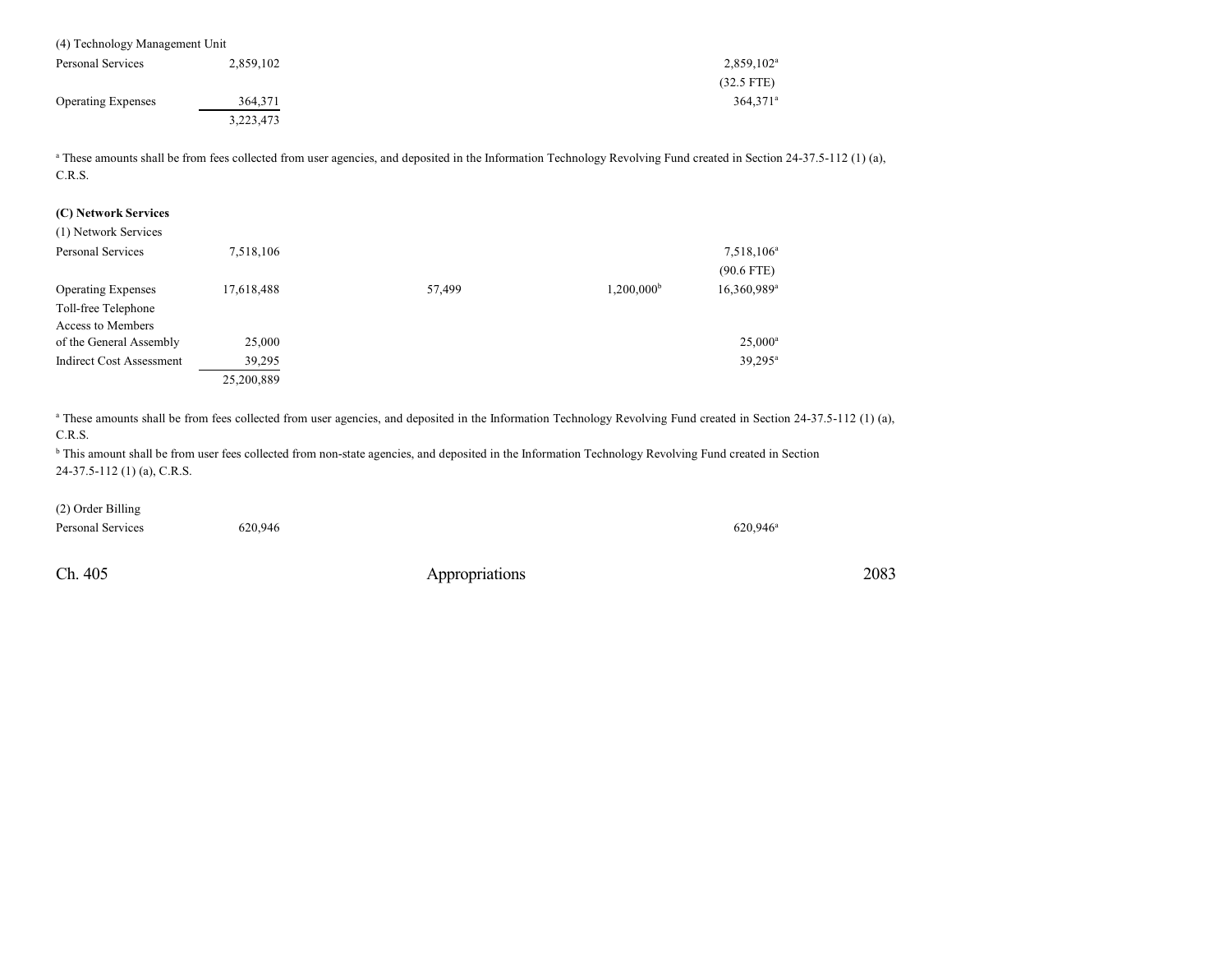(4) Technology Management Unit

| | Total | General Fund | General Fund Exempt | Cash Funds | Cash Funds Exempt | Federal Funds |
|---|---|---|---|---|---|---|
| Personal Services | 2,859,102 | | | | 2,859,102[a] | |
| | | | | | (32.5 FTE) | |
| Operating Expenses | 364,371 | | | | 364,371[a] | |
| | 3,223,473 | | | | | |

[a] These amounts shall be from fees collected from user agencies, and deposited in the Information Technology Revolving Fund created in Section 24-37.5-112 (1) (a), C.R.S.

**(C) Network Services**

(1) Network Services

| | Total | General Fund | General Fund Exempt | Cash Funds | Cash Funds Exempt | Federal Funds |
|---|---|---|---|---|---|---|
| Personal Services | 7,518,106 | | | | 7,518,106[a] | |
| | | | | | (90.6 FTE) | |
| Operating Expenses | 17,618,488 | 57,499 | | 1,200,000[b] | 16,360,989[a] | |
| Toll-free Telephone Access to Members of the General Assembly | 25,000 | | | | 25,000[a] | |
| Indirect Cost Assessment | 39,295 | | | | 39,295[a] | |
| | 25,200,889 | | | | | |

[a] These amounts shall be from fees collected from user agencies, and deposited in the Information Technology Revolving Fund created in Section 24-37.5-112 (1) (a), C.R.S.

[b] This amount shall be from user fees collected from non-state agencies, and deposited in the Information Technology Revolving Fund created in Section 24-37.5-112 (1) (a), C.R.S.

(2) Order Billing

| | Total | General Fund | General Fund Exempt | Cash Funds | Cash Funds Exempt | Federal Funds |
|---|---|---|---|---|---|---|
| Personal Services | 620,946 | | | | 620,946[a] | |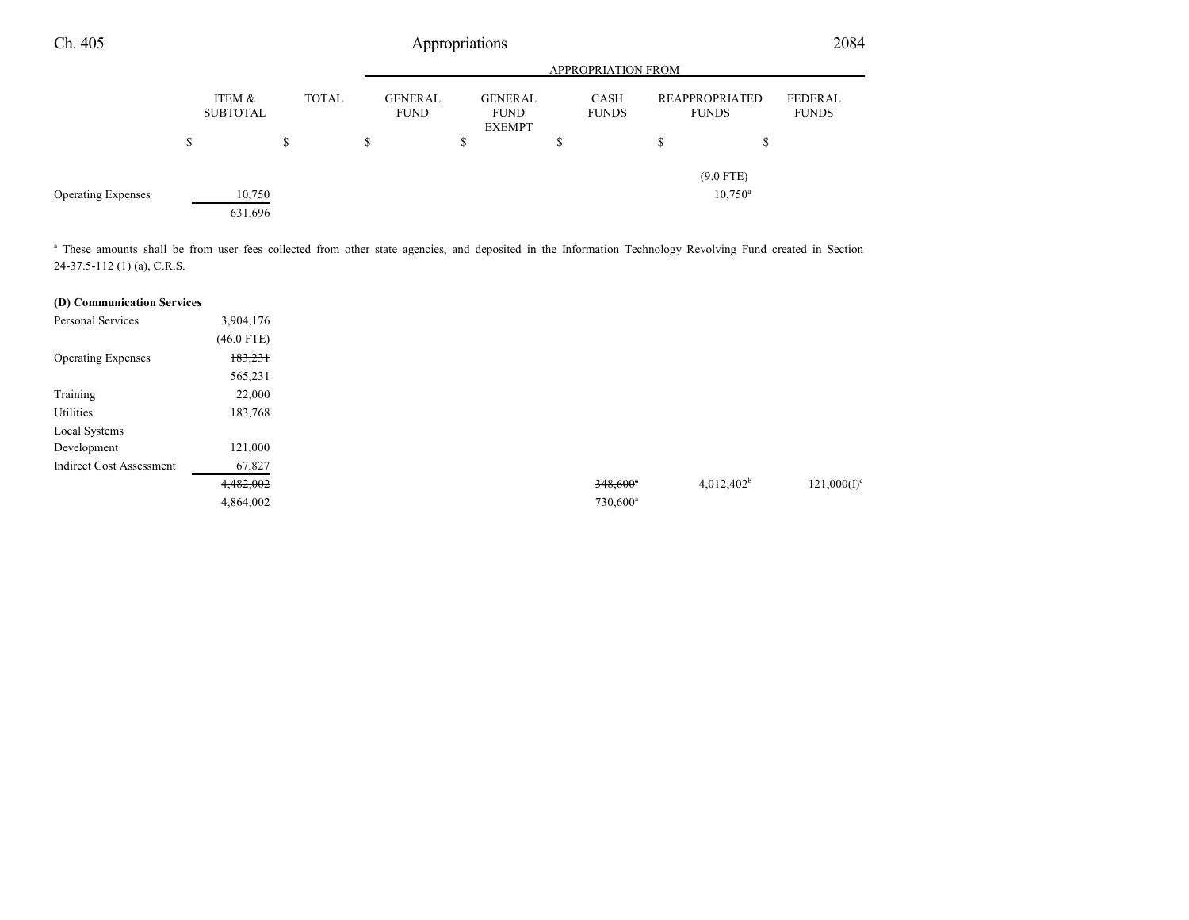| | ITEM & SUBTOTAL | TOTAL | GENERAL FUND | GENERAL FUND EXEMPT | CASH FUNDS | REAPPROPRIATED FUNDS | FEDERAL FUNDS |
|---|---|---|---|---|---|---|---|
| | $ | $ | $ | $ | $ | $ | $ |
| | | | | | | (9.0 FTE) | |
| Operating Expenses | 10,750 | | | | | 10,750[a] | |
| | 631,696 | | | | | | |

[a] These amounts shall be from user fees collected from other state agencies, and deposited in the Information Technology Revolving Fund created in Section 24-37.5-112 (1) (a), C.R.S.

| | ITEM & SUBTOTAL | TOTAL | GENERAL FUND | GENERAL FUND EXEMPT | CASH FUNDS | REAPPROPRIATED FUNDS | FEDERAL FUNDS |
|---|---|---|---|---|---|---|---|
| **(D) Communication Services** | | | | | | | |
| Personal Services | 3,904,176 | | | | | | |
| | (46.0 FTE) | | | | | | |
| Operating Expenses | ~~183,231~~ | | | | | | |
| | 565,231 | | | | | | |
| Training | 22,000 | | | | | | |
| Utilities | 183,768 | | | | | | |
| Local Systems Development | 121,000 | | | | | | |
| Indirect Cost Assessment | 67,827 | | | | | | |
| | ~~4,482,002~~ | | | | ~~348,600~~[a] | 4,012,402[b] | 121,000(I)[c] |
| | 4,864,002 | | | | 730,600[a] | | |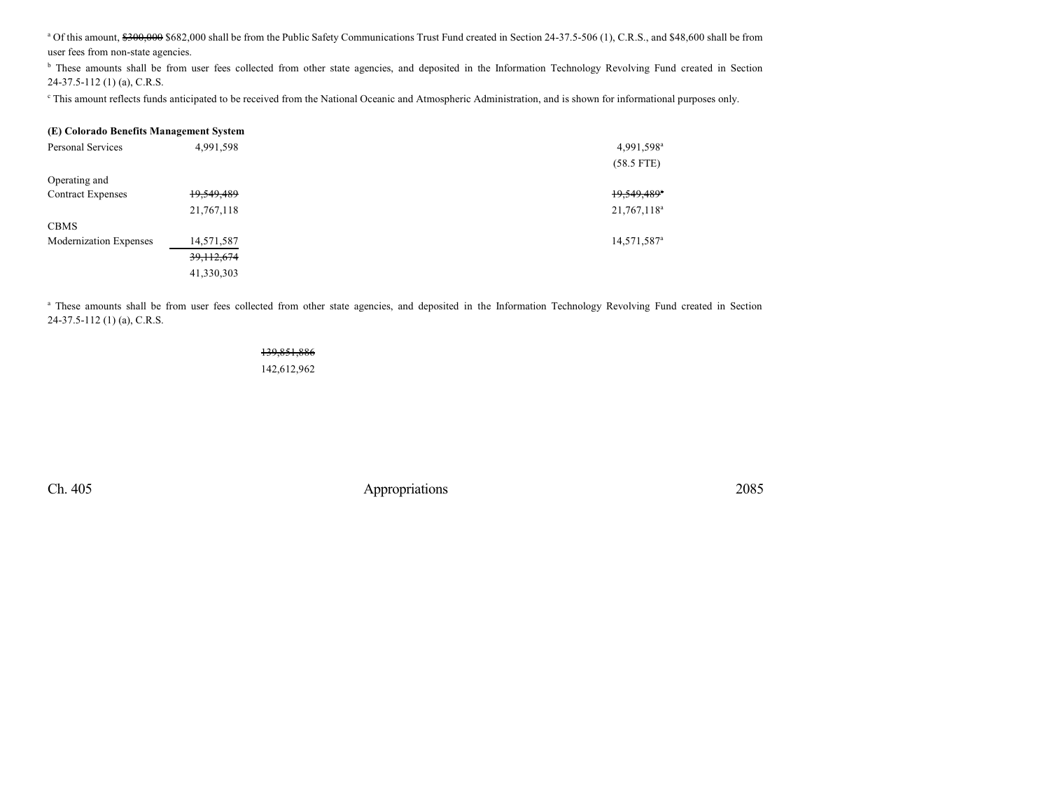[a] Of this amount, ~~$300,000~~ $682,000 shall be from the Public Safety Communications Trust Fund created in Section 24-37.5-506 (1), C.R.S., and $48,600 shall be from user fees from non-state agencies.

[b] These amounts shall be from user fees collected from other state agencies, and deposited in the Information Technology Revolving Fund created in Section 24-37.5-112 (1) (a), C.R.S.

[c] This amount reflects funds anticipated to be received from the National Oceanic and Atmospheric Administration, and is shown for informational purposes only.

**(E) Colorado Benefits Management System**

| | | |
|---|---|---|
| Personal Services | 4,991,598 | 4,991,598[a] (58.5 FTE) |
| Operating and Contract Expenses | ~~19,549,489~~ 21,767,118 | ~~19,549,489[a]~~ 21,767,118[a] |
| CBMS Modernization Expenses | 14,571,587 | 14,571,587[a] |
| | ~~39,112,674~~ 41,330,303 | |

[a] These amounts shall be from user fees collected from other state agencies, and deposited in the Information Technology Revolving Fund created in Section 24-37.5-112 (1) (a), C.R.S.

~~139,851,886~~
142,612,962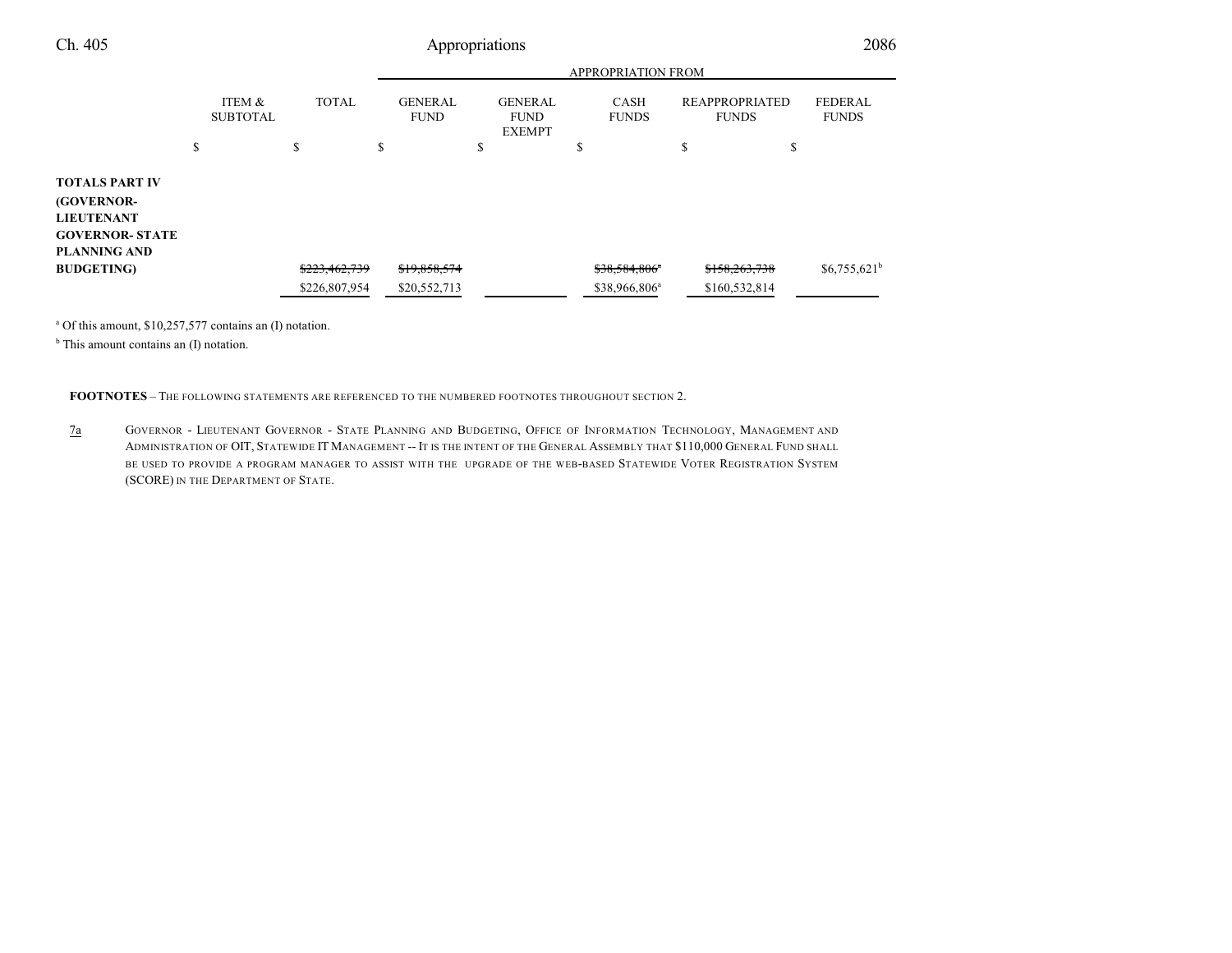| | ITEM & SUBTOTAL | TOTAL | GENERAL FUND | GENERAL FUND EXEMPT | CASH FUNDS | REAPPROPRIATED FUNDS | FEDERAL FUNDS |
|---|---|---|---|---|---|---|---|
| | | | APPROPRIATION FROM | | | | |
| | $ | $ | $ | $ | $ | $ | $ |
| **TOTALS PART IV (GOVERNOR-LIEUTENANT GOVERNOR- STATE PLANNING AND BUDGETING)** | | ~~$223,462,739~~ | ~~$19,858,574~~ | | ~~$38,584,806~~[a] | ~~$158,263,738~~ | $6,755,621[b] |
| | | $226,807,954 | $20,552,713 | | $38,966,806[a] | $160,532,814 | |

[a] Of this amount, $10,257,577 contains an (I) notation.

[b] This amount contains an (I) notation.

**FOOTNOTES** – THE FOLLOWING STATEMENTS ARE REFERENCED TO THE NUMBERED FOOTNOTES THROUGHOUT SECTION 2.

7a GOVERNOR - LIEUTENANT GOVERNOR - STATE PLANNING AND BUDGETING, OFFICE OF INFORMATION TECHNOLOGY, MANAGEMENT AND ADMINISTRATION OF OIT, STATEWIDE IT MANAGEMENT -- IT IS THE INTENT OF THE GENERAL ASSEMBLY THAT $110,000 GENERAL FUND SHALL BE USED TO PROVIDE A PROGRAM MANAGER TO ASSIST WITH THE UPGRADE OF THE WEB-BASED STATEWIDE VOTER REGISTRATION SYSTEM (SCORE) IN THE DEPARTMENT OF STATE.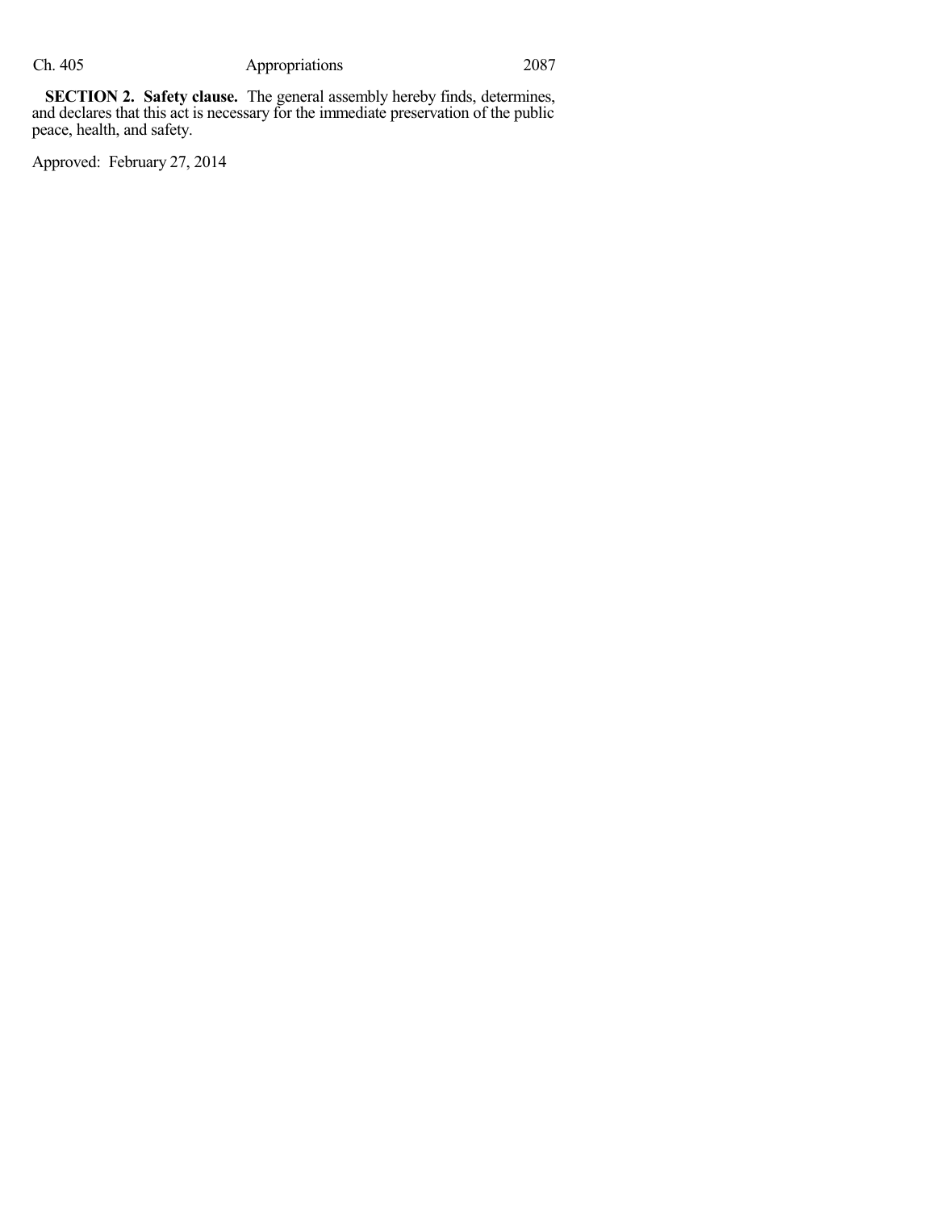**SECTION 2. Safety clause.** The general assembly hereby finds, determines, and declares that this act is necessary for the immediate preservation of the public peace, health, and safety.

Approved: February 27, 2014